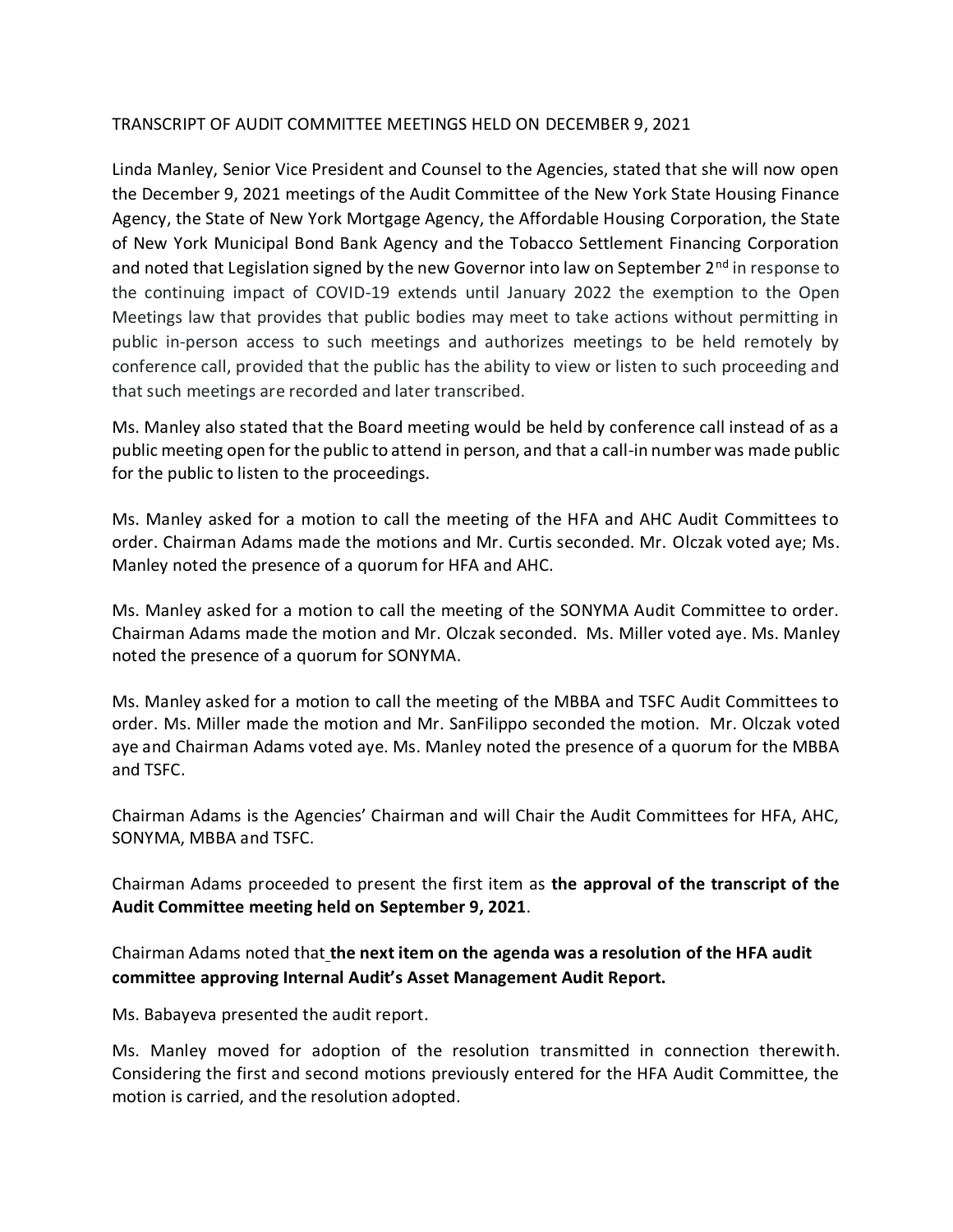TRANSCRIPT OF AUDIT COMMITTEE MEETINGS HELD ON DECEMBER 9, 2021

Linda Manley, Senior Vice President and Counsel to the Agencies, stated that she will now open the December 9, 2021 meetings of the Audit Committee of the New York State Housing Finance Agency, the State of New York Mortgage Agency, the Affordable Housing Corporation, the State of New York Municipal Bond Bank Agency and the Tobacco Settlement Financing Corporation and noted that Legislation signed by the new Governor into law on September 2nd in response to the continuing impact of COVID-19 extends until January 2022 the exemption to the Open Meetings law that provides that public bodies may meet to take actions without permitting in public in-person access to such meetings and authorizes meetings to be held remotely by conference call, provided that the public has the ability to view or listen to such proceeding and that such meetings are recorded and later transcribed.

Ms. Manley also stated that the Board meeting would be held by conference call instead of as a public meeting open for the public to attend in person, and that a call-in number was made public for the public to listen to the proceedings.

Ms. Manley asked for a motion to call the meeting of the HFA and AHC Audit Committees to order. Chairman Adams made the motions and Mr. Curtis seconded. Mr. Olczak voted aye; Ms. Manley noted the presence of a quorum for HFA and AHC.

Ms. Manley asked for a motion to call the meeting of the SONYMA Audit Committee to order. Chairman Adams made the motion and Mr. Olczak seconded. Ms. Miller voted aye. Ms. Manley noted the presence of a quorum for SONYMA.

Ms. Manley asked for a motion to call the meeting of the MBBA and TSFC Audit Committees to order. Ms. Miller made the motion and Mr. SanFilippo seconded the motion. Mr. Olczak voted aye and Chairman Adams voted aye. Ms. Manley noted the presence of a quorum for the MBBA and TSFC.

Chairman Adams is the Agencies' Chairman and will Chair the Audit Committees for HFA, AHC, SONYMA, MBBA and TSFC.

Chairman Adams proceeded to present the first item as **the approval of the transcript of the Audit Committee meeting held on September 9, 2021**.

Chairman Adams noted that **the next item on the agenda was a resolution of the HFA audit committee approving Internal Audit's Asset Management Audit Report.**

Ms. Babayeva presented the audit report.

Ms. Manley moved for adoption of the resolution transmitted in connection therewith. Considering the first and second motions previously entered for the HFA Audit Committee, the motion is carried, and the resolution adopted.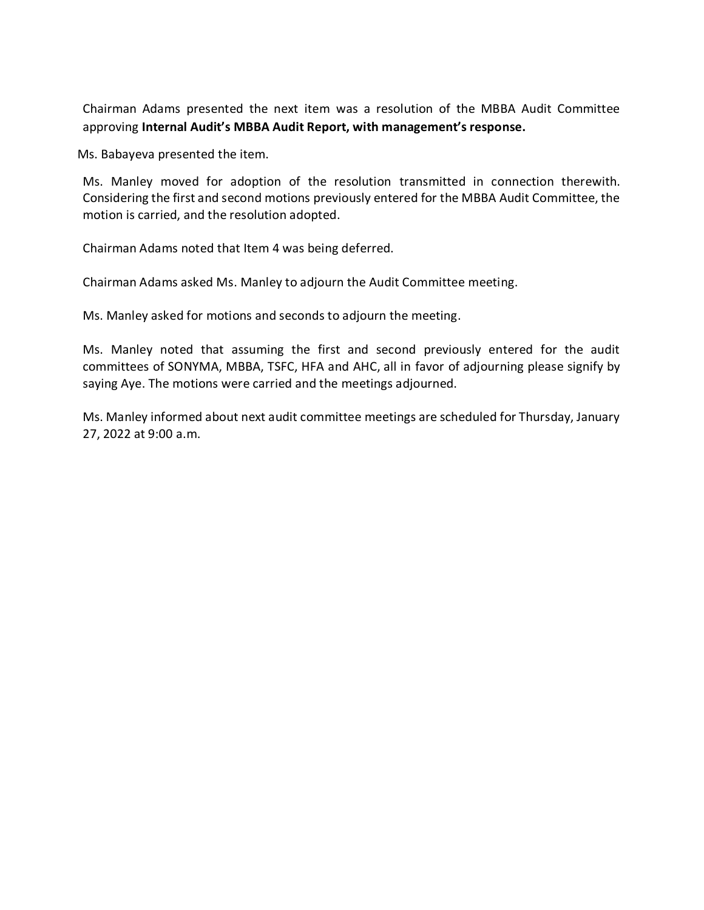Chairman Adams presented the next item was a resolution of the MBBA Audit Committee approving **Internal Audit's MBBA Audit Report, with management's response.**

Ms. Babayeva presented the item.

Ms. Manley moved for adoption of the resolution transmitted in connection therewith. Considering the first and second motions previously entered for the MBBA Audit Committee, the motion is carried, and the resolution adopted.

Chairman Adams noted that Item 4 was being deferred.

Chairman Adams asked Ms. Manley to adjourn the Audit Committee meeting.

Ms. Manley asked for motions and seconds to adjourn the meeting.

Ms. Manley noted that assuming the first and second previously entered for the audit committees of SONYMA, MBBA, TSFC, HFA and AHC, all in favor of adjourning please signify by saying Aye. The motions were carried and the meetings adjourned.

Ms. Manley informed about next audit committee meetings are scheduled for Thursday, January 27, 2022 at 9:00 a.m.